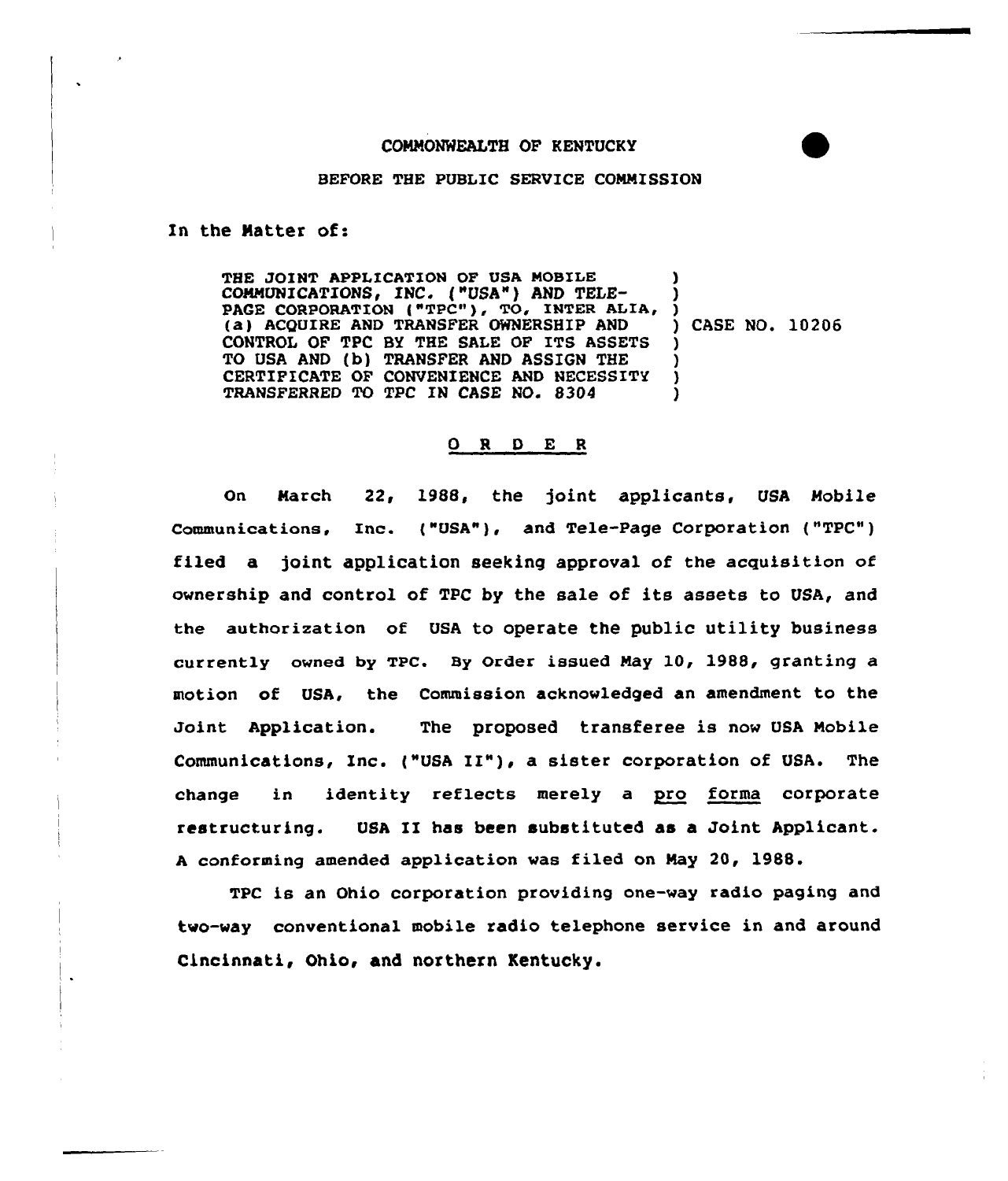COMMONWEALTH OF KENTUCKY

BEFORE THE PUBLIC SERVICE COMMISSION

In the Matter of:

THE JOINT APPLICATION OF USA MOBILE COMMUNICATIONS, INC. ("USA") AND TELE-PAGE CORPORATION ("TPC"), TO, INTER ALIA, (a) ACQUIRE AND TRANSFER OWNERSHIP AND CONTROL OF TPC BY THE SALE OF ITS ASSETS TO USA AND (b) TRANSFER AND ASSIGN THE CERTIFICATE OF CONVENIENCE AND NECESSITY TRANSFERRED TO TPC IN CASE NO. 8304 ) CASE NO. 10206

O R D E R

On March 22, 1988, the joint applicants, USA Mobile Communications, Inc. ("USA"), and Tele-Page Corporation ("TPC") filed a joint application seeking approval of the acquisition of ownership and control of TPC by the sale of its assets to USA, and the authorization of USA to operate the public utility business currently owned by TPC. By Order issued May 10, 1988, granting a motion of USA, the Commission acknowledged an amendment to the Joint Application. The proposed transferee is now USA Mobile Communications, Inc. ("USA II"), a sister corporation of USA. The change in identity reflects merely a pro forma corporate restructuring. USA II has been substituted as a Joint Applicant. A conforming amended application was filed on May 20, 1988.

TPC is an Ohio corporation providing one-way radio paging and two-way conventional mobile radio telephone service in and around Cincinnati, Ohio, and northern Kentucky.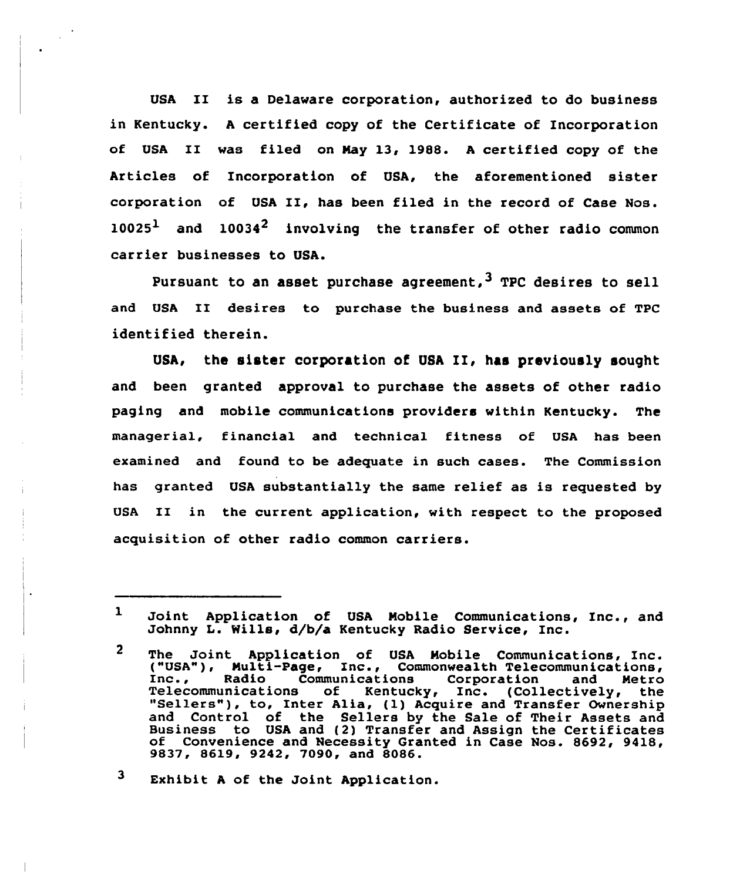USA II is a Delaware corporation, authorized to do business in Kentucky. A certified copy of the Certificate of Incorporation of USA II was filed on May 13, 1988. A certified copy of the Articles of Incorporation of USA, the aforementioned sister corporation of USA II, has been filed in the record of Case Nos. 10025[1] and 10034[2] involving the transfer of other radio common carrier businesses to USA.

Pursuant to an asset purchase agreement,[3] TPC desires to sell and USA II desires to purchase the business and assets of TPC identified therein.

USA, the sister corporation of USA II, has previously sought and been granted approval to purchase the assets of other radio paging and mobile communications providers within Kentucky. The managerial, financial and technical fitness of USA has been examined and found to be adequate in such cases. The Commission has granted USA substantially the same relief as is requested by USA II in the current application, with respect to the proposed acquisition of other radio common carriers.

---

1 Joint Application of USA Mobile Communications, Inc., and Johnny L. Wills, d/b/a Kentucky Radio Service, Inc.

2 The Joint Application of USA Mobile Communications, Inc. ("USA"), Multi-Page, Inc., Commonwealth Telecommunications, Inc., Radio Communications Corporation and Metro Telecommunications of Kentucky, Inc. (Collectively, the "Sellers"), to, Inter Alia, (1) Acquire and Transfer Ownership and Control of the Sellers by the Sale of Their Assets and Business to USA and (2) Transfer and Assign the Certificates of Convenience and Necessity Granted in Case Nos. 8692, 9418, 9837, 8619, 9242, 7090, and 8086.

3 Exhibit A of the Joint Application.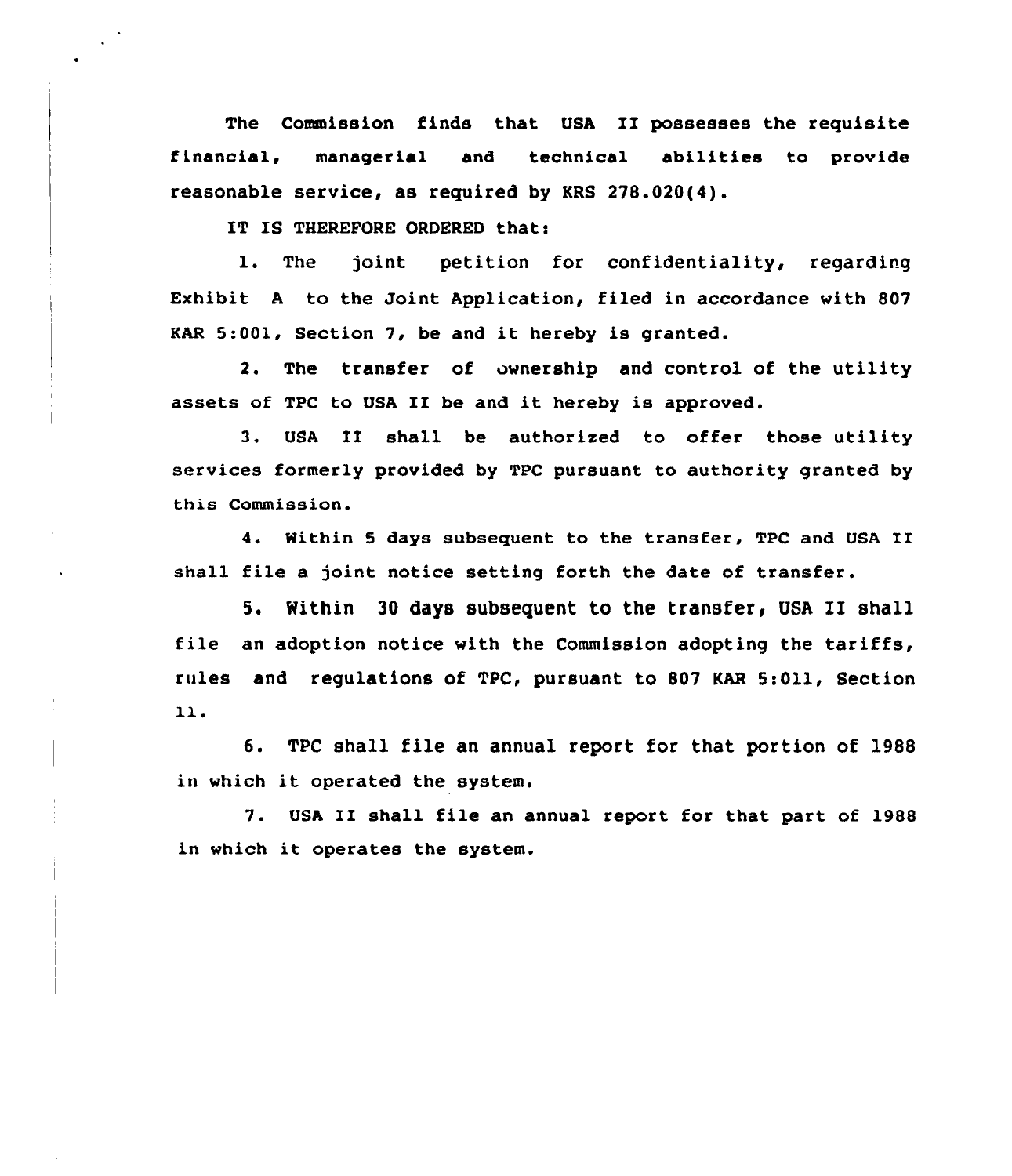The Commission finds that USA II possesses the requisite financial, managerial and technical abilities to provide reasonable service, as required by KRS 278.020(4).

IT IS THEREFORE ORDERED that:

1. The joint petition for confidentiality, regarding Exhibit A to the Joint Application, filed in accordance with 807 KAR 5:001, Section 7, be and it hereby is granted.

2. The transfer of ownership and control of the utility assets of TPC to USA II be and it hereby is approved.

3. USA II shall be authorized to offer those utility services formerly provided by TPC pursuant to authority granted by this Commission.

4. Within 5 days subsequent to the transfer, TPC and USA II shall file a joint notice setting forth the date of transfer.

5. Within 30 days subsequent to the transfer, USA II shall file an adoption notice with the Commission adopting the tariffs, rules and regulations of TPC, pursuant to 807 KAR 5:011, Section 11.

6. TPC shall file an annual report for that portion of 1988 in which it operated the system.

7. USA II shall file an annual report for that part of 1988 in which it operates the system.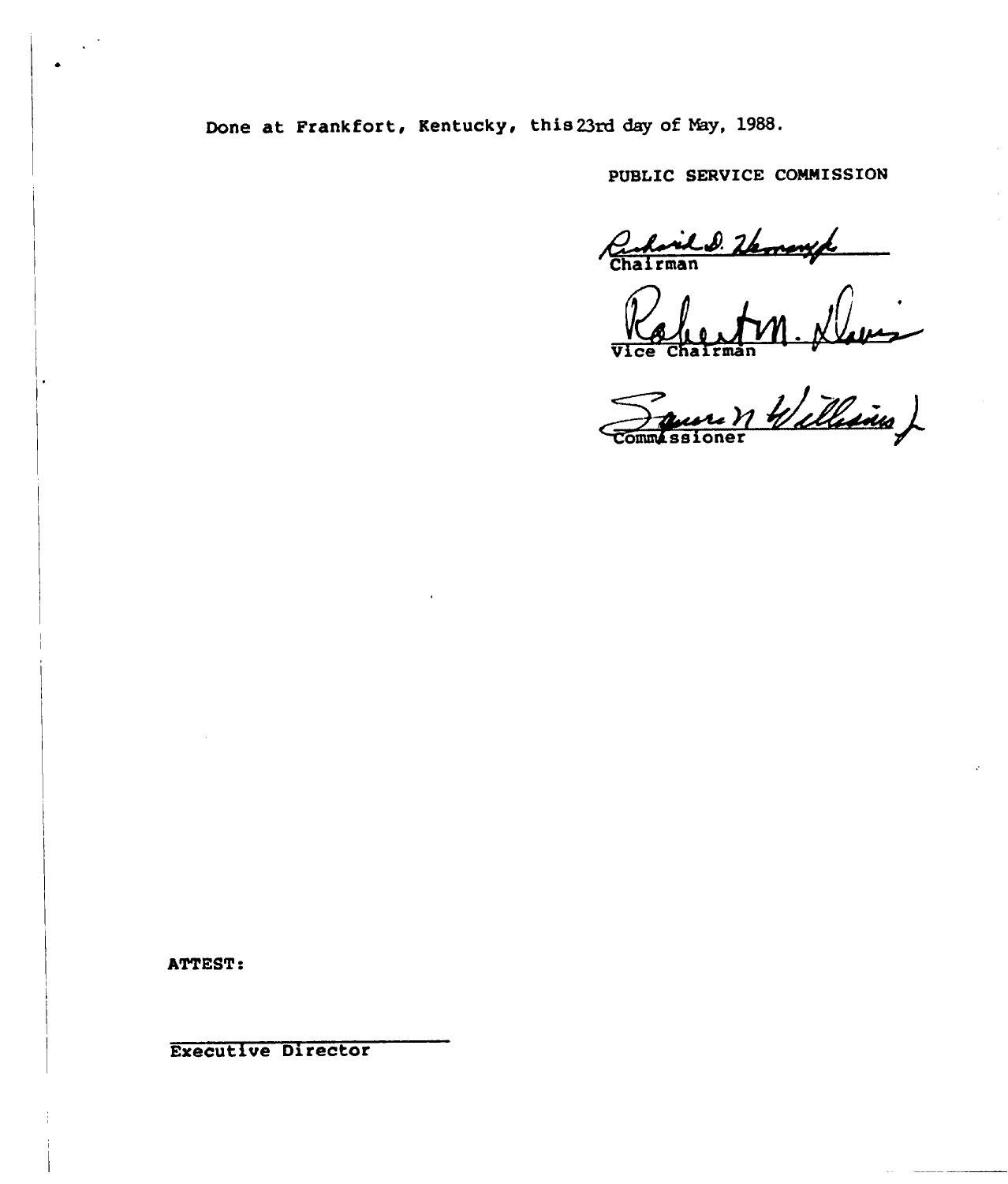Done at Frankfort, Kentucky, this 23rd day of May, 1988.

PUBLIC SERVICE COMMISSION

Chairman

Vice Chairman

Commissioner

ATTEST:

Executive Director